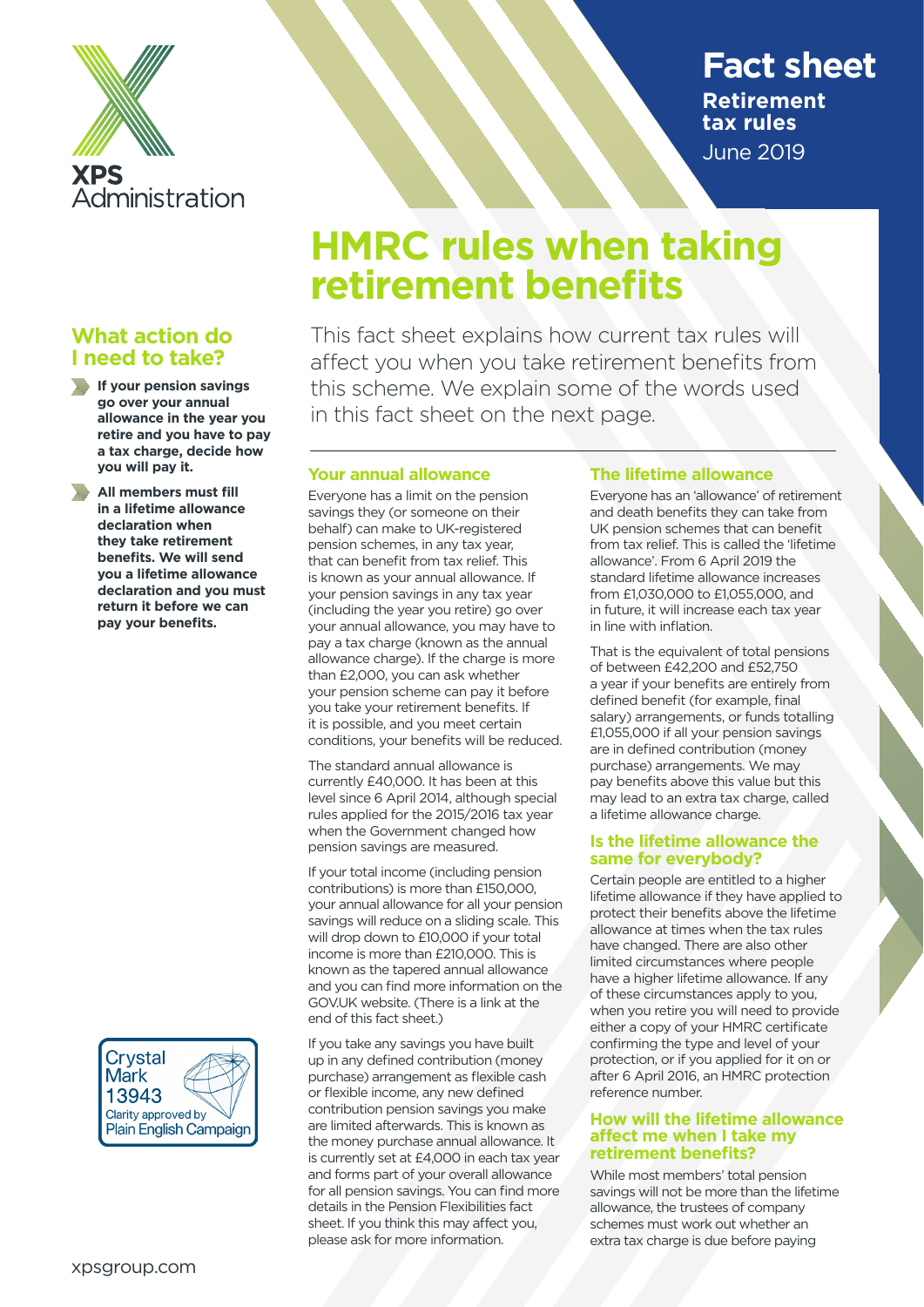XPS Administration

# Fact sheet

**Retirement tax rules**

June 2019

# HMRC rules when taking retirement benefits

This fact sheet explains how current tax rules will affect you when you take retirement benefits from this scheme. We explain some of the words used in this fact sheet on the next page.

## What action do I need to take?

- **If your pension savings go over your annual allowance in the year you retire and you have to pay a tax charge, decide how you will pay it.**
- **All members must fill in a lifetime allowance declaration when they take retirement benefits. We will send you a lifetime allowance declaration and you must return it before we can pay your benefits.**

## Your annual allowance

Everyone has a limit on the pension savings they (or someone on their behalf) can make to UK-registered pension schemes, in any tax year, that can benefit from tax relief. This is known as your annual allowance. If your pension savings in any tax year (including the year you retire) go over your annual allowance, you may have to pay a tax charge (known as the annual allowance charge). If the charge is more than £2,000, you can ask whether your pension scheme can pay it before you take your retirement benefits. If it is possible, and you meet certain conditions, your benefits will be reduced.

The standard annual allowance is currently £40,000. It has been at this level since 6 April 2014, although special rules applied for the 2015/2016 tax year when the Government changed how pension savings are measured.

If your total income (including pension contributions) is more than £150,000, your annual allowance for all your pension savings will reduce on a sliding scale. This will drop down to £10,000 if your total income is more than £210,000. This is known as the tapered annual allowance and you can find more information on the GOV.UK website. (There is a link at the end of this fact sheet.)

If you take any savings you have built up in any defined contribution (money purchase) arrangement as flexible cash or flexible income, any new defined contribution pension savings you make are limited afterwards. This is known as the money purchase annual allowance. It is currently set at £4,000 in each tax year and forms part of your overall allowance for all pension savings. You can find more details in the Pension Flexibilities fact sheet. If you think this may affect you, please ask for more information.

## The lifetime allowance

Everyone has an 'allowance' of retirement and death benefits they can take from UK pension schemes that can benefit from tax relief. This is called the 'lifetime allowance'. From 6 April 2019 the standard lifetime allowance increases from £1,030,000 to £1,055,000, and in future, it will increase each tax year in line with inflation.

That is the equivalent of total pensions of between £42,200 and £52,750 a year if your benefits are entirely from defined benefit (for example, final salary) arrangements, or funds totalling £1,055,000 if all your pension savings are in defined contribution (money purchase) arrangements. We may pay benefits above this value but this may lead to an extra tax charge, called a lifetime allowance charge.

## Is the lifetime allowance the same for everybody?

Certain people are entitled to a higher lifetime allowance if they have applied to protect their benefits above the lifetime allowance at times when the tax rules have changed. There are also other limited circumstances where people have a higher lifetime allowance. If any of these circumstances apply to you, when you retire you will need to provide either a copy of your HMRC certificate confirming the type and level of your protection, or if you applied for it on or after 6 April 2016, an HMRC protection reference number.

## How will the lifetime allowance affect me when I take my retirement benefits?

While most members' total pension savings will not be more than the lifetime allowance, the trustees of company schemes must work out whether an extra tax charge is due before paying

Crystal Mark 13943 Clarity approved by Plain English Campaign

xpsgroup.com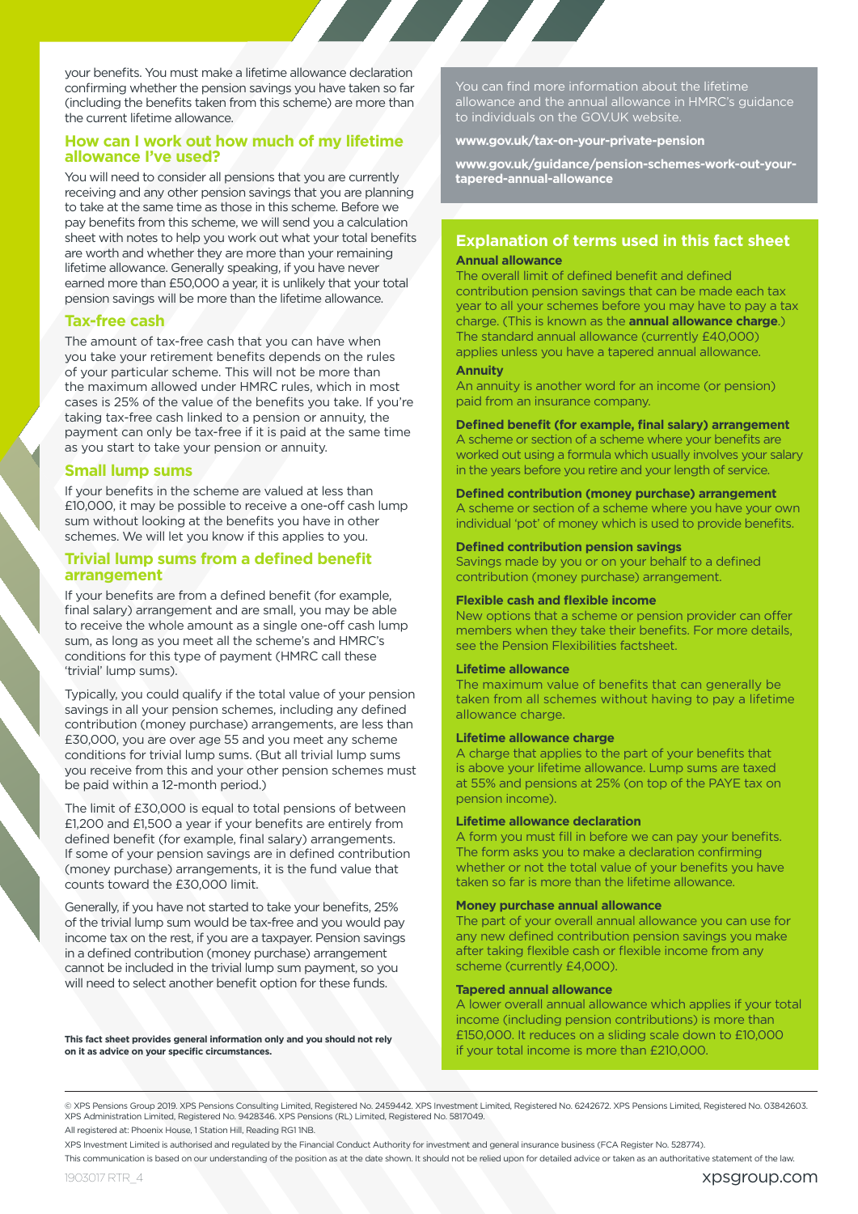your benefits. You must make a lifetime allowance declaration confirming whether the pension savings you have taken so far (including the benefits taken from this scheme) are more than the current lifetime allowance.

## How can I work out how much of my lifetime allowance I've used?

You will need to consider all pensions that you are currently receiving and any other pension savings that you are planning to take at the same time as those in this scheme. Before we pay benefits from this scheme, we will send you a calculation sheet with notes to help you work out what your total benefits are worth and whether they are more than your remaining lifetime allowance. Generally speaking, if you have never earned more than £50,000 a year, it is unlikely that your total pension savings will be more than the lifetime allowance.

## Tax-free cash

The amount of tax-free cash that you can have when you take your retirement benefits depends on the rules of your particular scheme. This will not be more than the maximum allowed under HMRC rules, which in most cases is 25% of the value of the benefits you take. If you're taking tax-free cash linked to a pension or annuity, the payment can only be tax-free if it is paid at the same time as you start to take your pension or annuity.

## Small lump sums

If your benefits in the scheme are valued at less than £10,000, it may be possible to receive a one-off cash lump sum without looking at the benefits you have in other schemes. We will let you know if this applies to you.

## Trivial lump sums from a defined benefit arrangement

If your benefits are from a defined benefit (for example, final salary) arrangement and are small, you may be able to receive the whole amount as a single one-off cash lump sum, as long as you meet all the scheme's and HMRC's conditions for this type of payment (HMRC call these 'trivial' lump sums).

Typically, you could qualify if the total value of your pension savings in all your pension schemes, including any defined contribution (money purchase) arrangements, are less than £30,000, you are over age 55 and you meet any scheme conditions for trivial lump sums. (But all trivial lump sums you receive from this and your other pension schemes must be paid within a 12-month period.)

The limit of £30,000 is equal to total pensions of between £1,200 and £1,500 a year if your benefits are entirely from defined benefit (for example, final salary) arrangements. If some of your pension savings are in defined contribution (money purchase) arrangements, it is the fund value that counts toward the £30,000 limit.

Generally, if you have not started to take your benefits, 25% of the trivial lump sum would be tax-free and you would pay income tax on the rest, if you are a taxpayer. Pension savings in a defined contribution (money purchase) arrangement cannot be included in the trivial lump sum payment, so you will need to select another benefit option for these funds.

**This fact sheet provides general information only and you should not rely on it as advice on your specific circumstances.**

You can find more information about the lifetime allowance and the annual allowance in HMRC's guidance to individuals on the GOV.UK website.

**www.gov.uk/tax-on-your-private-pension**

**www.gov.uk/guidance/pension-schemes-work-out-your-tapered-annual-allowance**

## Explanation of terms used in this fact sheet

**Annual allowance**
The overall limit of defined benefit and defined contribution pension savings that can be made each tax year to all your schemes before you may have to pay a tax charge. (This is known as the **annual allowance charge**.) The standard annual allowance (currently £40,000) applies unless you have a tapered annual allowance.

**Annuity**
An annuity is another word for an income (or pension) paid from an insurance company.

**Defined benefit (for example, final salary) arrangement**
A scheme or section of a scheme where your benefits are worked out using a formula which usually involves your salary in the years before you retire and your length of service.

**Defined contribution (money purchase) arrangement**
A scheme or section of a scheme where you have your own individual 'pot' of money which is used to provide benefits.

**Defined contribution pension savings**
Savings made by you or on your behalf to a defined contribution (money purchase) arrangement.

**Flexible cash and flexible income**
New options that a scheme or pension provider can offer members when they take their benefits. For more details, see the Pension Flexibilities factsheet.

**Lifetime allowance**
The maximum value of benefits that can generally be taken from all schemes without having to pay a lifetime allowance charge.

**Lifetime allowance charge**
A charge that applies to the part of your benefits that is above your lifetime allowance. Lump sums are taxed at 55% and pensions at 25% (on top of the PAYE tax on pension income).

**Lifetime allowance declaration**
A form you must fill in before we can pay your benefits. The form asks you to make a declaration confirming whether or not the total value of your benefits you have taken so far is more than the lifetime allowance.

**Money purchase annual allowance**
The part of your overall annual allowance you can use for any new defined contribution pension savings you make after taking flexible cash or flexible income from any scheme (currently £4,000).

**Tapered annual allowance**
A lower overall annual allowance which applies if your total income (including pension contributions) is more than £150,000. It reduces on a sliding scale down to £10,000 if your total income is more than £210,000.

© XPS Pensions Group 2019. XPS Pensions Consulting Limited, Registered No. 2459442. XPS Investment Limited, Registered No. 6242672. XPS Pensions Limited, Registered No. 03842603. XPS Administration Limited, Registered No. 9428346. XPS Pensions (RL) Limited, Registered No. 5817049.
All registered at: Phoenix House, 1 Station Hill, Reading RG1 1NB.

XPS Investment Limited is authorised and regulated by the Financial Conduct Authority for investment and general insurance business (FCA Register No. 528774).

This communication is based on our understanding of the position as at the date shown. It should not be relied upon for detailed advice or taken as an authoritative statement of the law.

1903017 RTR_4

xpsgroup.com